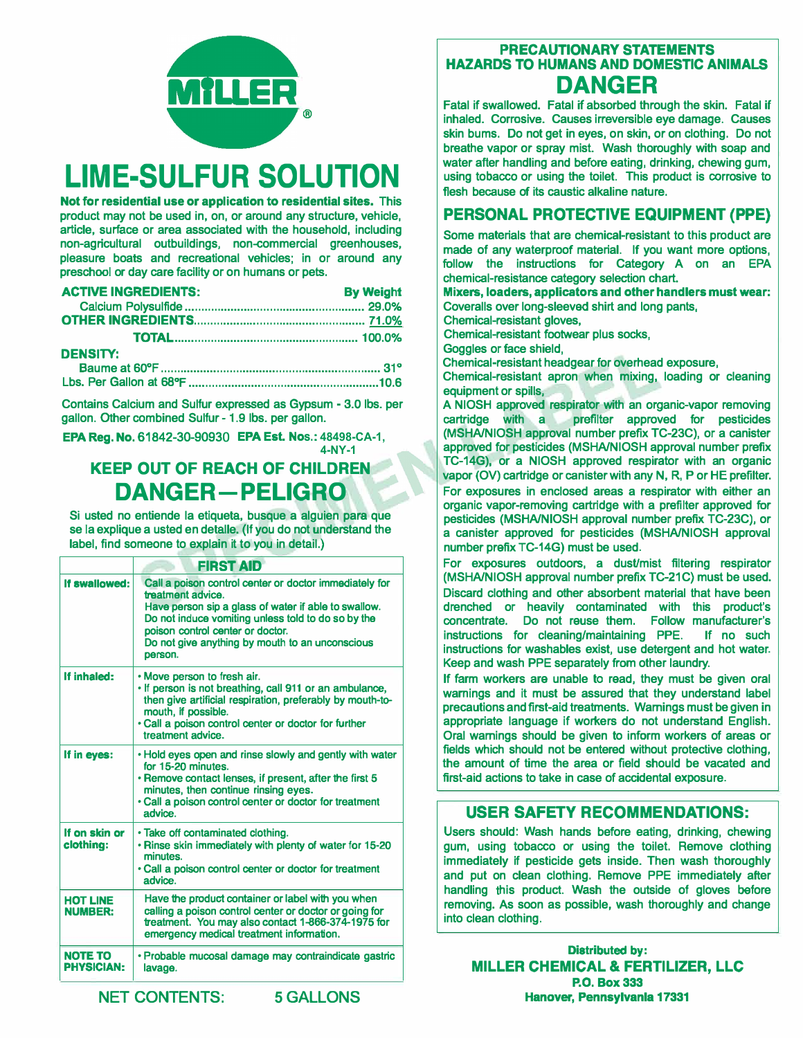MILLER®

# LIME-SULFUR SOLUTION

**Not for residential use or application to residential sites.** This product may not be used in, on, or around any structure, vehicle, article, surface or area associated with the household, including non-agricultural outbuildings, non-commercial greenhouses, pleasure boats and recreational vehicles; in or around any preschool or day care facility or on humans or pets.

| **ACTIVE INGREDIENTS:** | **By Weight** |
|---|---|
| Calcium Polysulfide | 29.0% |
| **OTHER INGREDIENTS** | 71.0% |
| **TOTAL** | 100.0% |

**DENSITY:**

| | |
|---|---|
| Baume at 60°F | 31° |
| Lbs. Per Gallon at 68°F | 10.6 |

Contains Calcium and Sulfur expressed as Gypsum - 3.0 lbs. per gallon. Other combined Sulfur - 1.9 lbs. per gallon.

**EPA Reg. No.** 61842-30-90930 **EPA Est. Nos.:** 48498-CA-1, 4-NY-1

## KEEP OUT OF REACH OF CHILDREN
## DANGER—PELIGRO

Si usted no entiende la etiqueta, busque a alguien para que se la explique a usted en detalle. (If you do not understand the label, find someone to explain it to you in detail.)

| | **FIRST AID** |
|---|---|
| **If swallowed:** | Call a poison control center or doctor immediately for treatment advice. Have person sip a glass of water if able to swallow. Do not induce vomiting unless told to do so by the poison control center or doctor. Do not give anything by mouth to an unconscious person. |
| **If inhaled:** | • Move person to fresh air. • If person is not breathing, call 911 or an ambulance, then give artificial respiration, preferably by mouth-to-mouth, if possible. • Call a poison control center or doctor for further treatment advice. |
| **If in eyes:** | • Hold eyes open and rinse slowly and gently with water for 15-20 minutes. • Remove contact lenses, if present, after the first 5 minutes, then continue rinsing eyes. • Call a poison control center or doctor for treatment advice. |
| **If on skin or clothing:** | • Take off contaminated clothing. • Rinse skin immediately with plenty of water for 15-20 minutes. • Call a poison control center or doctor for treatment advice. |
| **HOT LINE NUMBER:** | Have the product container or label with you when calling a poison control center or doctor or going for treatment. You may also contact 1-866-374-1975 for emergency medical treatment information. |
| **NOTE TO PHYSICIAN:** | • Probable mucosal damage may contraindicate gastric lavage. |

NET CONTENTS: 5 GALLONS

## PRECAUTIONARY STATEMENTS
### HAZARDS TO HUMANS AND DOMESTIC ANIMALS
## DANGER

Fatal if swallowed. Fatal if absorbed through the skin. Fatal if inhaled. Corrosive. Causes irreversible eye damage. Causes skin burns. Do not get in eyes, on skin, or on clothing. Do not breathe vapor or spray mist. Wash thoroughly with soap and water after handling and before eating, drinking, chewing gum, using tobacco or using the toilet. This product is corrosive to flesh because of its caustic alkaline nature.

## PERSONAL PROTECTIVE EQUIPMENT (PPE)

Some materials that are chemical-resistant to this product are made of any waterproof material. If you want more options, follow the instructions for Category A on an EPA chemical-resistance category selection chart.

**Mixers, loaders, applicators and other handlers must wear:**
Coveralls over long-sleeved shirt and long pants,
Chemical-resistant gloves,
Chemical-resistant footwear plus socks,
Goggles or face shield,
Chemical-resistant headgear for overhead exposure,
Chemical-resistant apron when mixing, loading or cleaning equipment or spills,
A NIOSH approved respirator with an organic-vapor removing cartridge with a prefilter approved for pesticides (MSHA/NIOSH approval number prefix TC-23C), or a canister approved for pesticides (MSHA/NIOSH approval number prefix TC-14G), or a NIOSH approved respirator with an organic vapor (OV) cartridge or canister with any N, R, P or HE prefilter.

For exposures in enclosed areas a respirator with either an organic vapor-removing cartridge with a prefilter approved for pesticides (MSHA/NIOSH approval number prefix TC-23C), or a canister approved for pesticides (MSHA/NIOSH approval number prefix TC-14G) must be used.

For exposures outdoors, a dust/mist filtering respirator (MSHA/NIOSH approval number prefix TC-21C) must be used.

Discard clothing and other absorbent material that have been drenched or heavily contaminated with this product's concentrate. Do not reuse them. Follow manufacturer's instructions for cleaning/maintaining PPE. If no such instructions for washables exist, use detergent and hot water. Keep and wash PPE separately from other laundry.

If farm workers are unable to read, they must be given oral warnings and it must be assured that they understand label precautions and first-aid treatments. Warnings must be given in appropriate language if workers do not understand English. Oral warnings should be given to inform workers of areas or fields which should not be entered without protective clothing, the amount of time the area or field should be vacated and first-aid actions to take in case of accidental exposure.

## USER SAFETY RECOMMENDATIONS:

Users should: Wash hands before eating, drinking, chewing gum, using tobacco or using the toilet. Remove clothing immediately if pesticide gets inside. Then wash thoroughly and put on clean clothing. Remove PPE immediately after handling this product. Wash the outside of gloves before removing. As soon as possible, wash thoroughly and change into clean clothing.

**Distributed by:**
**MILLER CHEMICAL & FERTILIZER, LLC**
**P.O. Box 333**
**Hanover, Pennsylvania 17331**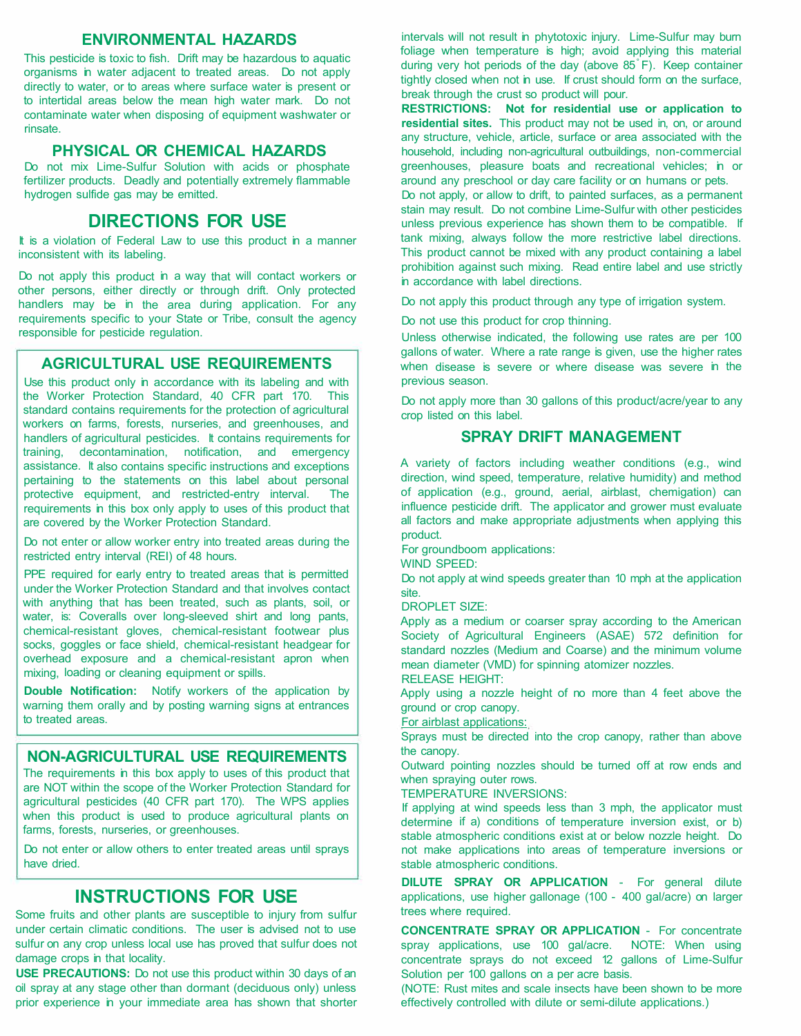## ENVIRONMENTAL HAZARDS

This pesticide is toxic to fish. Drift may be hazardous to aquatic organisms in water adjacent to treated areas. Do not apply directly to water, or to areas where surface water is present or to intertidal areas below the mean high water mark. Do not contaminate water when disposing of equipment washwater or rinsate.

## PHYSICAL OR CHEMICAL HAZARDS

Do not mix Lime-Sulfur Solution with acids or phosphate fertilizer products. Deadly and potentially extremely flammable hydrogen sulfide gas may be emitted.

# DIRECTIONS FOR USE

It is a violation of Federal Law to use this product in a manner inconsistent with its labeling.

Do not apply this product in a way that will contact workers or other persons, either directly or through drift. Only protected handlers may be in the area during application. For any requirements specific to your State or Tribe, consult the agency responsible for pesticide regulation.

## AGRICULTURAL USE REQUIREMENTS

Use this product only in accordance with its labeling and with the Worker Protection Standard, 40 CFR part 170. This standard contains requirements for the protection of agricultural workers on farms, forests, nurseries, and greenhouses, and handlers of agricultural pesticides. It contains requirements for training, decontamination, notification, and emergency assistance. It also contains specific instructions and exceptions pertaining to the statements on this label about personal protective equipment, and restricted-entry interval. The requirements in this box only apply to uses of this product that are covered by the Worker Protection Standard.

Do not enter or allow worker entry into treated areas during the restricted entry interval (REI) of 48 hours.

PPE required for early entry to treated areas that is permitted under the Worker Protection Standard and that involves contact with anything that has been treated, such as plants, soil, or water, is: Coveralls over long-sleeved shirt and long pants, chemical-resistant gloves, chemical-resistant footwear plus socks, goggles or face shield, chemical-resistant headgear for overhead exposure and a chemical-resistant apron when mixing, loading or cleaning equipment or spills.

**Double Notification:** Notify workers of the application by warning them orally and by posting warning signs at entrances to treated areas.

## NON-AGRICULTURAL USE REQUIREMENTS

The requirements in this box apply to uses of this product that are NOT within the scope of the Worker Protection Standard for agricultural pesticides (40 CFR part 170). The WPS applies when this product is used to produce agricultural plants on farms, forests, nurseries, or greenhouses.

Do not enter or allow others to enter treated areas until sprays have dried.

# INSTRUCTIONS FOR USE

Some fruits and other plants are susceptible to injury from sulfur under certain climatic conditions. The user is advised not to use sulfur on any crop unless local use has proved that sulfur does not damage crops in that locality.

**USE PRECAUTIONS:** Do not use this product within 30 days of an oil spray at any stage other than dormant (deciduous only) unless prior experience in your immediate area has shown that shorter intervals will not result in phytotoxic injury. Lime-Sulfur may burn foliage when temperature is high; avoid applying this material during very hot periods of the day (above 85°F). Keep container tightly closed when not in use. If crust should form on the surface, break through the crust so product will pour.

**RESTRICTIONS: Not for residential use or application to residential sites.** This product may not be used in, on, or around any structure, vehicle, article, surface or area associated with the household, including non-agricultural outbuildings, non-commercial greenhouses, pleasure boats and recreational vehicles; in or around any preschool or day care facility or on humans or pets.

Do not apply, or allow to drift, to painted surfaces, as a permanent stain may result. Do not combine Lime-Sulfur with other pesticides unless previous experience has shown them to be compatible. If tank mixing, always follow the more restrictive label directions. This product cannot be mixed with any product containing a label prohibition against such mixing. Read entire label and use strictly in accordance with label directions.

Do not apply this product through any type of irrigation system.

Do not use this product for crop thinning.

Unless otherwise indicated, the following use rates are per 100 gallons of water. Where a rate range is given, use the higher rates when disease is severe or where disease was severe in the previous season.

Do not apply more than 30 gallons of this product/acre/year to any crop listed on this label.

## SPRAY DRIFT MANAGEMENT

A variety of factors including weather conditions (e.g., wind direction, wind speed, temperature, relative humidity) and method of application (e.g., ground, aerial, airblast, chemigation) can influence pesticide drift. The applicator and grower must evaluate all factors and make appropriate adjustments when applying this product.

For groundboom applications:

WIND SPEED:

Do not apply at wind speeds greater than 10 mph at the application site.

DROPLET SIZE:

Apply as a medium or coarser spray according to the American Society of Agricultural Engineers (ASAE) 572 definition for standard nozzles (Medium and Coarse) and the minimum volume mean diameter (VMD) for spinning atomizer nozzles.

RELEASE HEIGHT:

Apply using a nozzle height of no more than 4 feet above the ground or crop canopy.

For airblast applications:

Sprays must be directed into the crop canopy, rather than above the canopy.

Outward pointing nozzles should be turned off at row ends and when spraying outer rows.

TEMPERATURE INVERSIONS:

If applying at wind speeds less than 3 mph, the applicator must determine if a) conditions of temperature inversion exist, or b) stable atmospheric conditions exist at or below nozzle height. Do not make applications into areas of temperature inversions or stable atmospheric conditions.

**DILUTE SPRAY OR APPLICATION** - For general dilute applications, use higher gallonage (100 - 400 gal/acre) on larger trees where required.

**CONCENTRATE SPRAY OR APPLICATION** - For concentrate spray applications, use 100 gal/acre. NOTE: When using concentrate sprays do not exceed 12 gallons of Lime-Sulfur Solution per 100 gallons on a per acre basis.

(NOTE: Rust mites and scale insects have been shown to be more effectively controlled with dilute or semi-dilute applications.)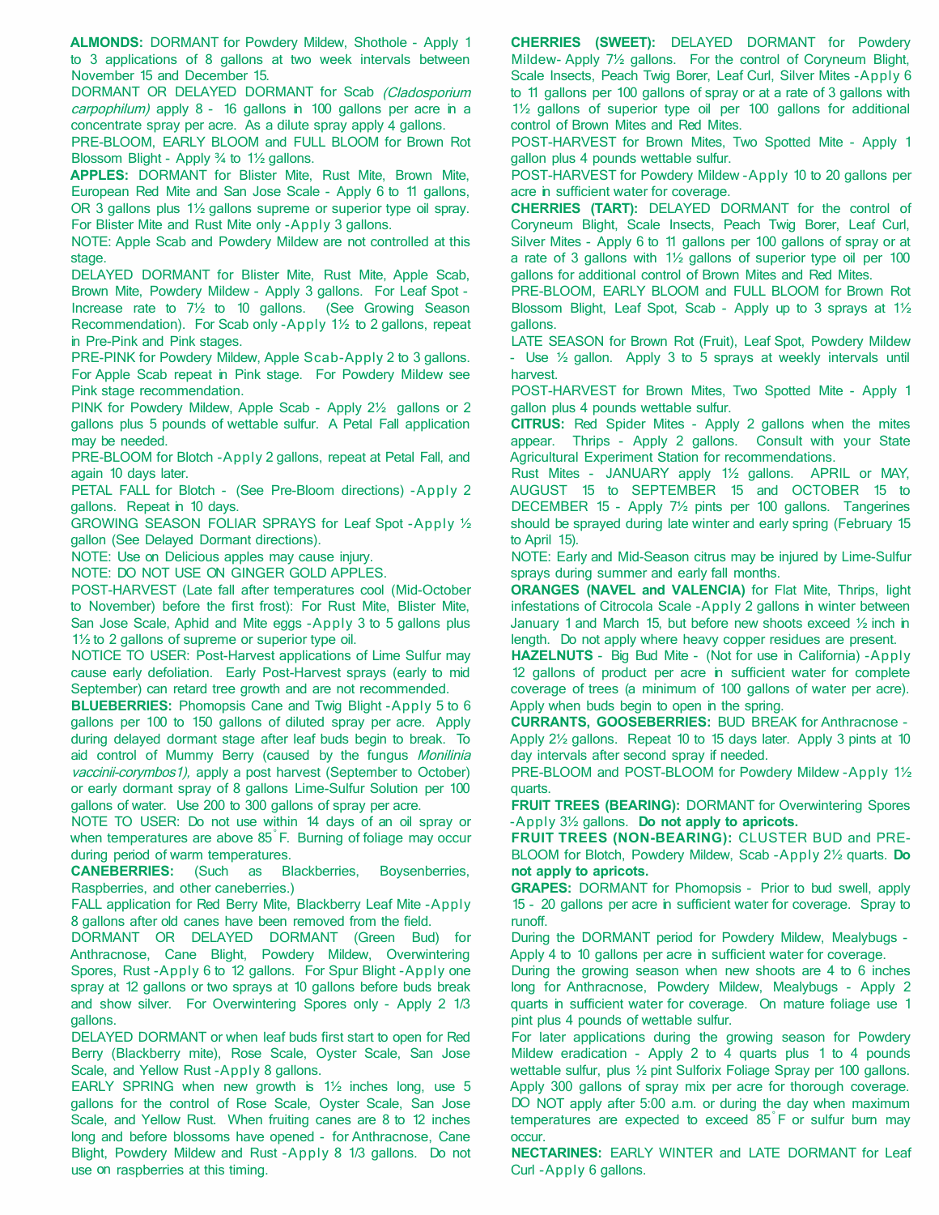**ALMONDS:** DORMANT for Powdery Mildew, Shothole - Apply 1 to 3 applications of 8 gallons at two week intervals between November 15 and December 15.

DORMANT OR DELAYED DORMANT for Scab *(Cladosporium carpophilum)* apply 8 - 16 gallons in 100 gallons per acre in a concentrate spray per acre. As a dilute spray apply 4 gallons.

PRE-BLOOM, EARLY BLOOM and FULL BLOOM for Brown Rot Blossom Blight - Apply ¾ to 1½ gallons.

**APPLES:** DORMANT for Blister Mite, Rust Mite, Brown Mite, European Red Mite and San Jose Scale - Apply 6 to 11 gallons, OR 3 gallons plus 1½ gallons supreme or superior type oil spray. For Blister Mite and Rust Mite only -Apply 3 gallons.

NOTE: Apple Scab and Powdery Mildew are not controlled at this stage.

DELAYED DORMANT for Blister Mite, Rust Mite, Apple Scab, Brown Mite, Powdery Mildew - Apply 3 gallons. For Leaf Spot - Increase rate to 7½ to 10 gallons. (See Growing Season Recommendation). For Scab only -Apply 1½ to 2 gallons, repeat in Pre-Pink and Pink stages.

PRE-PINK for Powdery Mildew, Apple Scab-Apply 2 to 3 gallons. For Apple Scab repeat in Pink stage. For Powdery Mildew see Pink stage recommendation.

PINK for Powdery Mildew, Apple Scab - Apply 2½ gallons or 2 gallons plus 5 pounds of wettable sulfur. A Petal Fall application may be needed.

PRE-BLOOM for Blotch -Apply 2 gallons, repeat at Petal Fall, and again 10 days later.

PETAL FALL for Blotch - (See Pre-Bloom directions) -Apply 2 gallons. Repeat in 10 days.

GROWING SEASON FOLIAR SPRAYS for Leaf Spot -Apply ½ gallon (See Delayed Dormant directions).

NOTE: Use on Delicious apples may cause injury.

NOTE: DO NOT USE ON GINGER GOLD APPLES.

POST-HARVEST (Late fall after temperatures cool (Mid-October to November) before the first frost): For Rust Mite, Blister Mite, San Jose Scale, Aphid and Mite eggs -Apply 3 to 5 gallons plus 1½ to 2 gallons of supreme or superior type oil.

NOTICE TO USER: Post-Harvest applications of Lime Sulfur may cause early defoliation. Early Post-Harvest sprays (early to mid September) can retard tree growth and are not recommended.

**BLUEBERRIES:** Phomopsis Cane and Twig Blight -Apply 5 to 6 gallons per 100 to 150 gallons of diluted spray per acre. Apply during delayed dormant stage after leaf buds begin to break. To aid control of Mummy Berry (caused by the fungus *Monilinia vaccinii-corymbos1),* apply a post harvest (September to October) or early dormant spray of 8 gallons Lime-Sulfur Solution per 100 gallons of water. Use 200 to 300 gallons of spray per acre.

NOTE TO USER: Do not use within 14 days of an oil spray or when temperatures are above 85˚F. Burning of foliage may occur during period of warm temperatures.

**CANEBERRIES:** (Such as Blackberries, Boysenberries, Raspberries, and other caneberries.)

FALL application for Red Berry Mite, Blackberry Leaf Mite -Apply 8 gallons after old canes have been removed from the field.

DORMANT OR DELAYED DORMANT (Green Bud) for Anthracnose, Cane Blight, Powdery Mildew, Overwintering Spores, Rust -Apply 6 to 12 gallons. For Spur Blight -Apply one spray at 12 gallons or two sprays at 10 gallons before buds break and show silver. For Overwintering Spores only - Apply 2 1/3 gallons.

DELAYED DORMANT or when leaf buds first start to open for Red Berry (Blackberry mite), Rose Scale, Oyster Scale, San Jose Scale, and Yellow Rust -Apply 8 gallons.

EARLY SPRING when new growth is 1½ inches long, use 5 gallons for the control of Rose Scale, Oyster Scale, San Jose Scale, and Yellow Rust. When fruiting canes are 8 to 12 inches long and before blossoms have opened - for Anthracnose, Cane Blight, Powdery Mildew and Rust -Apply 8 1/3 gallons. Do not use on raspberries at this timing.

**CHERRIES (SWEET):** DELAYED DORMANT for Powdery Mildew- Apply 7½ gallons. For the control of Coryneum Blight, Scale Insects, Peach Twig Borer, Leaf Curl, Silver Mites -Apply 6 to 11 gallons per 100 gallons of spray or at a rate of 3 gallons with 1½ gallons of superior type oil per 100 gallons for additional control of Brown Mites and Red Mites.

POST-HARVEST for Brown Mites, Two Spotted Mite - Apply 1 gallon plus 4 pounds wettable sulfur.

POST-HARVEST for Powdery Mildew -Apply 10 to 20 gallons per acre in sufficient water for coverage.

**CHERRIES (TART):** DELAYED DORMANT for the control of Coryneum Blight, Scale Insects, Peach Twig Borer, Leaf Curl, Silver Mites - Apply 6 to 11 gallons per 100 gallons of spray or at a rate of 3 gallons with 1½ gallons of superior type oil per 100 gallons for additional control of Brown Mites and Red Mites.

PRE-BLOOM, EARLY BLOOM and FULL BLOOM for Brown Rot Blossom Blight, Leaf Spot, Scab - Apply up to 3 sprays at 1½ gallons.

LATE SEASON for Brown Rot (Fruit), Leaf Spot, Powdery Mildew - Use ½ gallon. Apply 3 to 5 sprays at weekly intervals until harvest.

POST-HARVEST for Brown Mites, Two Spotted Mite - Apply 1 gallon plus 4 pounds wettable sulfur.

**CITRUS:** Red Spider Mites - Apply 2 gallons when the mites appear. Thrips - Apply 2 gallons. Consult with your State Agricultural Experiment Station for recommendations.

Rust Mites - JANUARY apply 1½ gallons. APRIL or MAY, AUGUST 15 to SEPTEMBER 15 and OCTOBER 15 to DECEMBER 15 - Apply 7½ pints per 100 gallons. Tangerines should be sprayed during late winter and early spring (February 15 to April 15).

NOTE: Early and Mid-Season citrus may be injured by Lime-Sulfur sprays during summer and early fall months.

**ORANGES (NAVEL and VALENCIA)** for Flat Mite, Thrips, light infestations of Citrocola Scale -Apply 2 gallons in winter between January 1 and March 15, but before new shoots exceed ½ inch in length. Do not apply where heavy copper residues are present.

**HAZELNUTS** - Big Bud Mite - (Not for use in California) -Apply 12 gallons of product per acre in sufficient water for complete coverage of trees (a minimum of 100 gallons of water per acre). Apply when buds begin to open in the spring.

**CURRANTS, GOOSEBERRIES:** BUD BREAK for Anthracnose - Apply 2½ gallons. Repeat 10 to 15 days later. Apply 3 pints at 10 day intervals after second spray if needed.

PRE-BLOOM and POST-BLOOM for Powdery Mildew -Apply 1½ quarts.

**FRUIT TREES (BEARING):** DORMANT for Overwintering Spores -Apply 3½ gallons. **Do not apply to apricots.**

**FRUIT TREES (NON-BEARING):** CLUSTER BUD and PRE-BLOOM for Blotch, Powdery Mildew, Scab -Apply 2½ quarts. **Do not apply to apricots.**

**GRAPES:** DORMANT for Phomopsis - Prior to bud swell, apply 15 - 20 gallons per acre in sufficient water for coverage. Spray to runoff.

During the DORMANT period for Powdery Mildew, Mealybugs - Apply 4 to 10 gallons per acre in sufficient water for coverage.

During the growing season when new shoots are 4 to 6 inches long for Anthracnose, Powdery Mildew, Mealybugs - Apply 2 quarts in sufficient water for coverage. On mature foliage use 1 pint plus 4 pounds of wettable sulfur.

For later applications during the growing season for Powdery Mildew eradication - Apply 2 to 4 quarts plus 1 to 4 pounds wettable sulfur, plus ½ pint Sulforix Foliage Spray per 100 gallons. Apply 300 gallons of spray mix per acre for thorough coverage. DO NOT apply after 5:00 a.m. or during the day when maximum temperatures are expected to exceed 85˚F or sulfur burn may occur.

**NECTARINES:** EARLY WINTER and LATE DORMANT for Leaf Curl -Apply 6 gallons.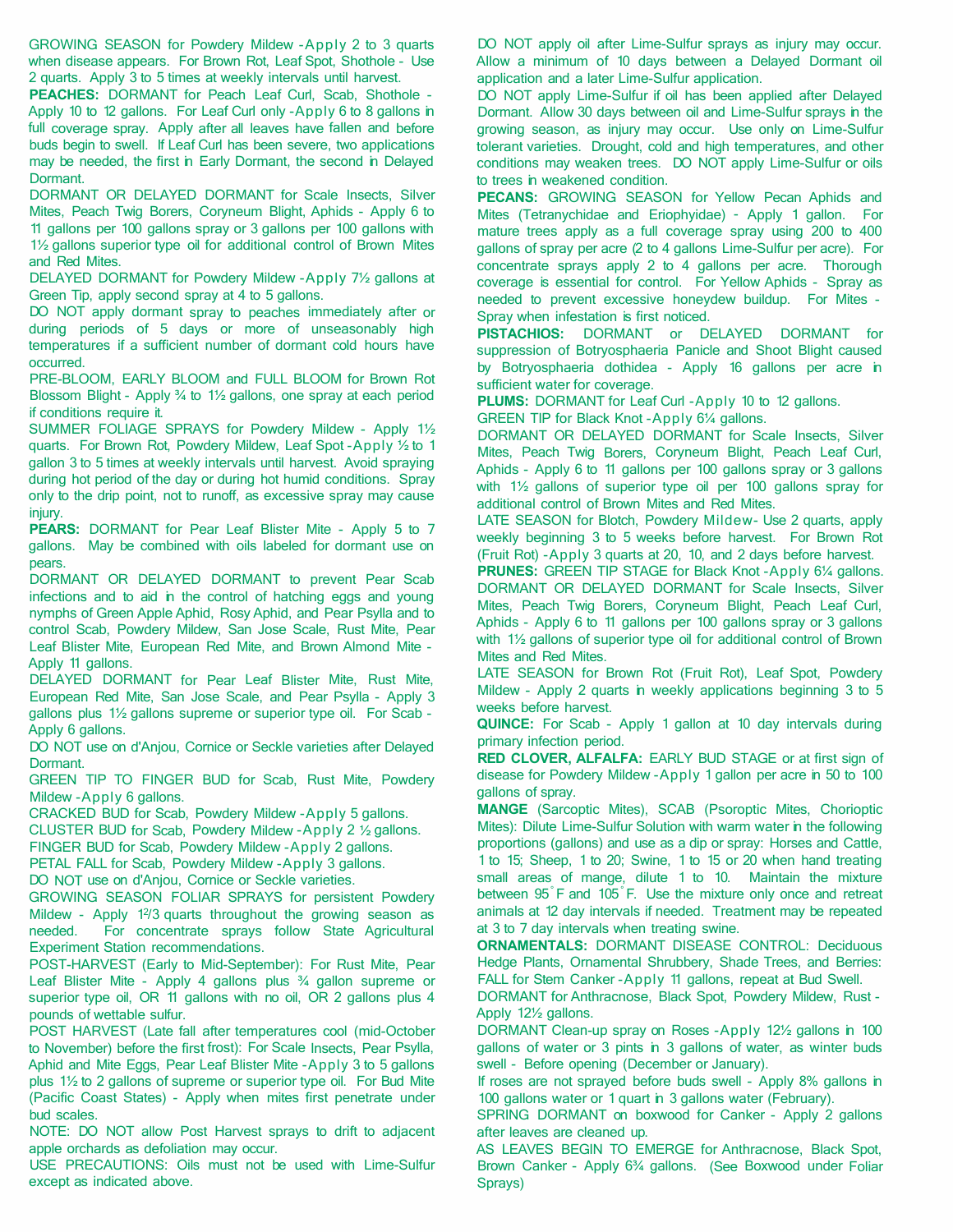GROWING SEASON for Powdery Mildew - Apply 2 to 3 quarts when disease appears. For Brown Rot, Leaf Spot, Shothole - Use 2 quarts. Apply 3 to 5 times at weekly intervals until harvest.

**PEACHES:** DORMANT for Peach Leaf Curl, Scab, Shothole - Apply 10 to 12 gallons. For Leaf Curl only - Apply 6 to 8 gallons in full coverage spray. Apply after all leaves have fallen and before buds begin to swell. If Leaf Curl has been severe, two applications may be needed, the first in Early Dormant, the second in Delayed Dormant.

DORMANT OR DELAYED DORMANT for Scale Insects, Silver Mites, Peach Twig Borers, Coryneum Blight, Aphids - Apply 6 to 11 gallons per 100 gallons spray or 3 gallons per 100 gallons with 1½ gallons superior type oil for additional control of Brown Mites and Red Mites.

DELAYED DORMANT for Powdery Mildew - Apply 7½ gallons at Green Tip, apply second spray at 4 to 5 gallons.

DO NOT apply dormant spray to peaches immediately after or during periods of 5 days or more of unseasonably high temperatures if a sufficient number of dormant cold hours have occurred.

PRE-BLOOM, EARLY BLOOM and FULL BLOOM for Brown Rot Blossom Blight - Apply ¾ to 1½ gallons, one spray at each period if conditions require it.

SUMMER FOLIAGE SPRAYS for Powdery Mildew - Apply 1½ quarts. For Brown Rot, Powdery Mildew, Leaf Spot - Apply ½ to 1 gallon 3 to 5 times at weekly intervals until harvest. Avoid spraying during hot period of the day or during hot humid conditions. Spray only to the drip point, not to runoff, as excessive spray may cause injury.

**PEARS:** DORMANT for Pear Leaf Blister Mite - Apply 5 to 7 gallons. May be combined with oils labeled for dormant use on pears.

DORMANT OR DELAYED DORMANT to prevent Pear Scab infections and to aid in the control of hatching eggs and young nymphs of Green Apple Aphid, Rosy Aphid, and Pear Psylla and to control Scab, Powdery Mildew, San Jose Scale, Rust Mite, Pear Leaf Blister Mite, European Red Mite, and Brown Almond Mite - Apply 11 gallons.

DELAYED DORMANT for Pear Leaf Blister Mite, Rust Mite, European Red Mite, San Jose Scale, and Pear Psylla - Apply 3 gallons plus 1½ gallons supreme or superior type oil. For Scab - Apply 6 gallons.

DO NOT use on d'Anjou, Cornice or Seckle varieties after Delayed Dormant.

GREEN TIP TO FINGER BUD for Scab, Rust Mite, Powdery Mildew - Apply 6 gallons.

CRACKED BUD for Scab, Powdery Mildew - Apply 5 gallons.

CLUSTER BUD for Scab, Powdery Mildew - Apply 2 ½ gallons.

FINGER BUD for Scab, Powdery Mildew - Apply 2 gallons.

PETAL FALL for Scab, Powdery Mildew - Apply 3 gallons.

DO NOT use on d'Anjou, Cornice or Seckle varieties.

GROWING SEASON FOLIAR SPRAYS for persistent Powdery Mildew - Apply 1²/3 quarts throughout the growing season as needed. For concentrate sprays follow State Agricultural Experiment Station recommendations.

POST-HARVEST (Early to Mid-September): For Rust Mite, Pear Leaf Blister Mite - Apply 4 gallons plus ¾ gallon supreme or superior type oil, OR 11 gallons with no oil, OR 2 gallons plus 4 pounds of wettable sulfur.

POST HARVEST (Late fall after temperatures cool (mid-October to November) before the first frost): For Scale Insects, Pear Psylla, Aphid and Mite Eggs, Pear Leaf Blister Mite - Apply 3 to 5 gallons plus 1½ to 2 gallons of supreme or superior type oil. For Bud Mite (Pacific Coast States) - Apply when mites first penetrate under bud scales.

NOTE: DO NOT allow Post Harvest sprays to drift to adjacent apple orchards as defoliation may occur.

USE PRECAUTIONS: Oils must not be used with Lime-Sulfur except as indicated above.

DO NOT apply oil after Lime-Sulfur sprays as injury may occur. Allow a minimum of 10 days between a Delayed Dormant oil application and a later Lime-Sulfur application.

DO NOT apply Lime-Sulfur if oil has been applied after Delayed Dormant. Allow 30 days between oil and Lime-Sulfur sprays in the growing season, as injury may occur. Use only on Lime-Sulfur tolerant varieties. Drought, cold and high temperatures, and other conditions may weaken trees. DO NOT apply Lime-Sulfur or oils to trees in weakened condition.

**PECANS:** GROWING SEASON for Yellow Pecan Aphids and Mites (Tetranychidae and Eriophyidae) - Apply 1 gallon. For mature trees apply as a full coverage spray using 200 to 400 gallons of spray per acre (2 to 4 gallons Lime-Sulfur per acre). For concentrate sprays apply 2 to 4 gallons per acre. Thorough coverage is essential for control. For Yellow Aphids - Spray as needed to prevent excessive honeydew buildup. For Mites - Spray when infestation is first noticed.

**PISTACHIOS:** DORMANT or DELAYED DORMANT for suppression of Botryosphaeria Panicle and Shoot Blight caused by Botryosphaeria dothidea - Apply 16 gallons per acre in sufficient water for coverage.

**PLUMS:** DORMANT for Leaf Curl - Apply 10 to 12 gallons.

GREEN TIP for Black Knot - Apply 6¼ gallons.

DORMANT OR DELAYED DORMANT for Scale Insects, Silver Mites, Peach Twig Borers, Coryneum Blight, Peach Leaf Curl, Aphids - Apply 6 to 11 gallons per 100 gallons spray or 3 gallons with 1½ gallons of superior type oil per 100 gallons spray for additional control of Brown Mites and Red Mites.

LATE SEASON for Blotch, Powdery Mildew - Use 2 quarts, apply weekly beginning 3 to 5 weeks before harvest. For Brown Rot (Fruit Rot) - Apply 3 quarts at 20, 10, and 2 days before harvest.

**PRUNES:** GREEN TIP STAGE for Black Knot - Apply 6¼ gallons.

DORMANT OR DELAYED DORMANT for Scale Insects, Silver Mites, Peach Twig Borers, Coryneum Blight, Peach Leaf Curl, Aphids - Apply 6 to 11 gallons per 100 gallons spray or 3 gallons with 1½ gallons of superior type oil for additional control of Brown Mites and Red Mites.

LATE SEASON for Brown Rot (Fruit Rot), Leaf Spot, Powdery Mildew - Apply 2 quarts in weekly applications beginning 3 to 5 weeks before harvest.

**QUINCE:** For Scab - Apply 1 gallon at 10 day intervals during primary infection period.

**RED CLOVER, ALFALFA:** EARLY BUD STAGE or at first sign of disease for Powdery Mildew - Apply 1 gallon per acre in 50 to 100 gallons of spray.

**MANGE** (Sarcoptic Mites), SCAB (Psoroptic Mites, Chorioptic Mites): Dilute Lime-Sulfur Solution with warm water in the following proportions (gallons) and use as a dip or spray: Horses and Cattle, 1 to 15; Sheep, 1 to 20; Swine, 1 to 15 or 20 when hand treating small areas of mange, dilute 1 to 10. Maintain the mixture between 95°F and 105°F. Use the mixture only once and retreat animals at 12 day intervals if needed. Treatment may be repeated at 3 to 7 day intervals when treating swine.

**ORNAMENTALS:** DORMANT DISEASE CONTROL: Deciduous Hedge Plants, Ornamental Shrubbery, Shade Trees, and Berries: FALL for Stem Canker - Apply 11 gallons, repeat at Bud Swell.

DORMANT for Anthracnose, Black Spot, Powdery Mildew, Rust - Apply 12½ gallons.

DORMANT Clean-up spray on Roses - Apply 12½ gallons in 100 gallons of water or 3 pints in 3 gallons of water, as winter buds swell - Before opening (December or January).

If roses are not sprayed before buds swell - Apply 8% gallons in 100 gallons water or 1 quart in 3 gallons water (February).

SPRING DORMANT on boxwood for Canker - Apply 2 gallons after leaves are cleaned up.

AS LEAVES BEGIN TO EMERGE for Anthracnose, Black Spot, Brown Canker - Apply 6¾ gallons. (See Boxwood under Foliar Sprays)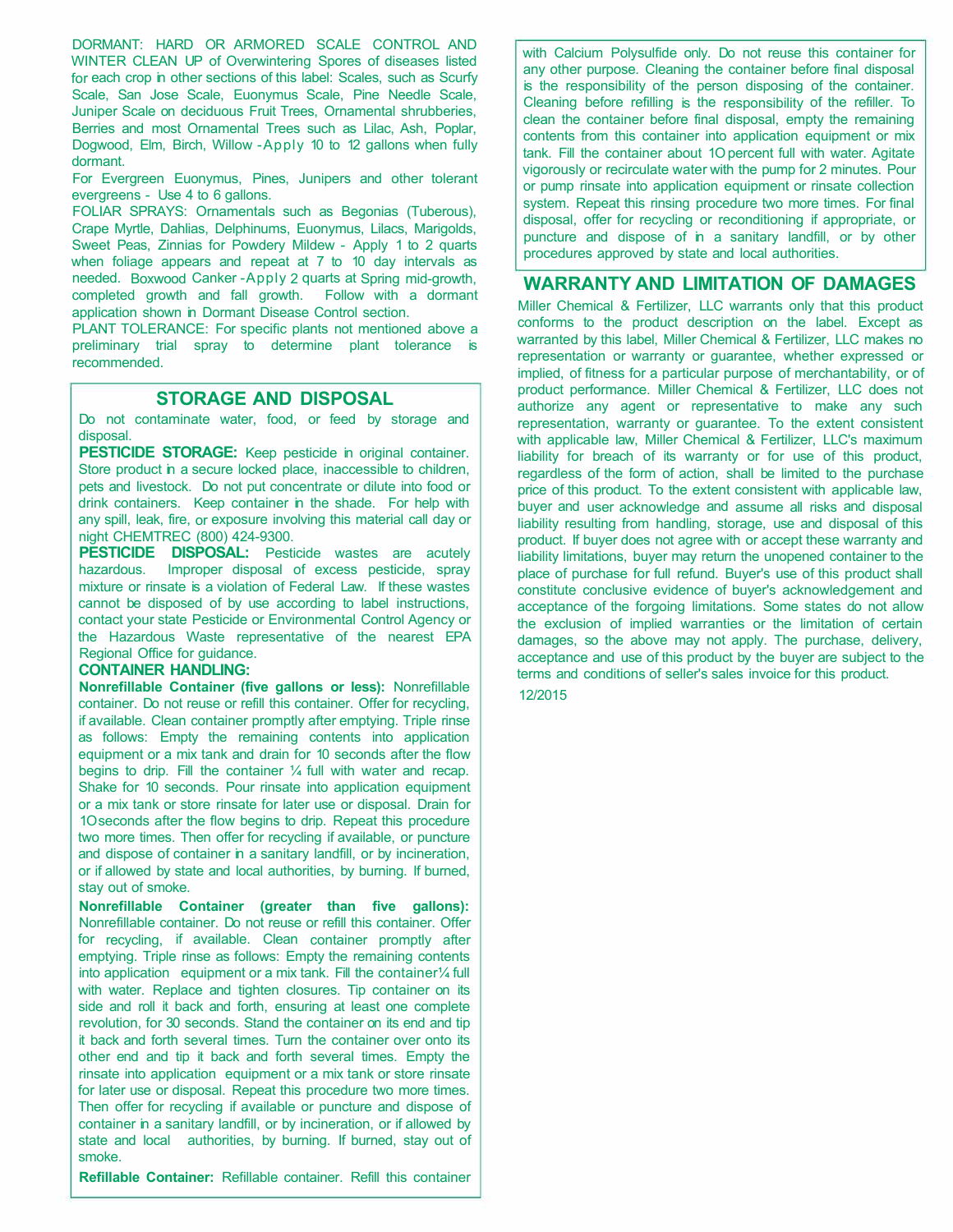DORMANT: HARD OR ARMORED SCALE CONTROL AND WINTER CLEAN UP of Overwintering Spores of diseases listed for each crop in other sections of this label: Scales, such as Scurfy Scale, San Jose Scale, Euonymus Scale, Pine Needle Scale, Juniper Scale on deciduous Fruit Trees, Ornamental shrubberies, Berries and most Ornamental Trees such as Lilac, Ash, Poplar, Dogwood, Elm, Birch, Willow - Apply 10 to 12 gallons when fully dormant.

For Evergreen Euonymus, Pines, Junipers and other tolerant evergreens - Use 4 to 6 gallons.

FOLIAR SPRAYS: Ornamentals such as Begonias (Tuberous), Crape Myrtle, Dahlias, Delphinums, Euonymus, Lilacs, Marigolds, Sweet Peas, Zinnias for Powdery Mildew - Apply 1 to 2 quarts when foliage appears and repeat at 7 to 10 day intervals as needed. Boxwood Canker - Apply 2 quarts at Spring mid-growth, completed growth and fall growth. Follow with a dormant application shown in Dormant Disease Control section.

PLANT TOLERANCE: For specific plants not mentioned above a preliminary trial spray to determine plant tolerance is recommended.

## STORAGE AND DISPOSAL

Do not contaminate water, food, or feed by storage and disposal.

**PESTICIDE STORAGE:** Keep pesticide in original container. Store product in a secure locked place, inaccessible to children, pets and livestock. Do not put concentrate or dilute into food or drink containers. Keep container in the shade. For help with any spill, leak, fire, or exposure involving this material call day or night CHEMTREC (800) 424-9300.

**PESTICIDE DISPOSAL:** Pesticide wastes are acutely hazardous. Improper disposal of excess pesticide, spray mixture or rinsate is a violation of Federal Law. If these wastes cannot be disposed of by use according to label instructions, contact your state Pesticide or Environmental Control Agency or the Hazardous Waste representative of the nearest EPA Regional Office for guidance.

**CONTAINER HANDLING:**

**Nonrefillable Container (five gallons or less):** Nonrefillable container. Do not reuse or refill this container. Offer for recycling, if available. Clean container promptly after emptying. Triple rinse as follows: Empty the remaining contents into application equipment or a mix tank and drain for 10 seconds after the flow begins to drip. Fill the container ¼ full with water and recap. Shake for 10 seconds. Pour rinsate into application equipment or a mix tank or store rinsate for later use or disposal. Drain for 10 seconds after the flow begins to drip. Repeat this procedure two more times. Then offer for recycling if available, or puncture and dispose of container in a sanitary landfill, or by incineration, or if allowed by state and local authorities, by burning. If burned, stay out of smoke.

**Nonrefillable Container (greater than five gallons):** Nonrefillable container. Do not reuse or refill this container. Offer for recycling, if available. Clean container promptly after emptying. Triple rinse as follows: Empty the remaining contents into application equipment or a mix tank. Fill the container ¼ full with water. Replace and tighten closures. Tip container on its side and roll it back and forth, ensuring at least one complete revolution, for 30 seconds. Stand the container on its end and tip it back and forth several times. Turn the container over onto its other end and tip it back and forth several times. Empty the rinsate into application equipment or a mix tank or store rinsate for later use or disposal. Repeat this procedure two more times. Then offer for recycling if available or puncture and dispose of container in a sanitary landfill, or by incineration, or if allowed by state and local authorities, by burning. If burned, stay out of smoke.

**Refillable Container:** Refillable container. Refill this container with Calcium Polysulfide only. Do not reuse this container for any other purpose. Cleaning the container before final disposal is the responsibility of the person disposing of the container. Cleaning before refilling is the responsibility of the refiller. To clean the container before final disposal, empty the remaining contents from this container into application equipment or mix tank. Fill the container about 10 percent full with water. Agitate vigorously or recirculate water with the pump for 2 minutes. Pour or pump rinsate into application equipment or rinsate collection system. Repeat this rinsing procedure two more times. For final disposal, offer for recycling or reconditioning if appropriate, or puncture and dispose of in a sanitary landfill, or by other procedures approved by state and local authorities.

## WARRANTY AND LIMITATION OF DAMAGES

Miller Chemical & Fertilizer, LLC warrants only that this product conforms to the product description on the label. Except as warranted by this label, Miller Chemical & Fertilizer, LLC makes no representation or warranty or guarantee, whether expressed or implied, of fitness for a particular purpose of merchantability, or of product performance. Miller Chemical & Fertilizer, LLC does not authorize any agent or representative to make any such representation, warranty or guarantee. To the extent consistent with applicable law, Miller Chemical & Fertilizer, LLC's maximum liability for breach of its warranty or for use of this product, regardless of the form of action, shall be limited to the purchase price of this product. To the extent consistent with applicable law, buyer and user acknowledge and assume all risks and disposal liability resulting from handling, storage, use and disposal of this product. If buyer does not agree with or accept these warranty and liability limitations, buyer may return the unopened container to the place of purchase for full refund. Buyer's use of this product shall constitute conclusive evidence of buyer's acknowledgement and acceptance of the forgoing limitations. Some states do not allow the exclusion of implied warranties or the limitation of certain damages, so the above may not apply. The purchase, delivery, acceptance and use of this product by the buyer are subject to the terms and conditions of seller's sales invoice for this product.

12/2015